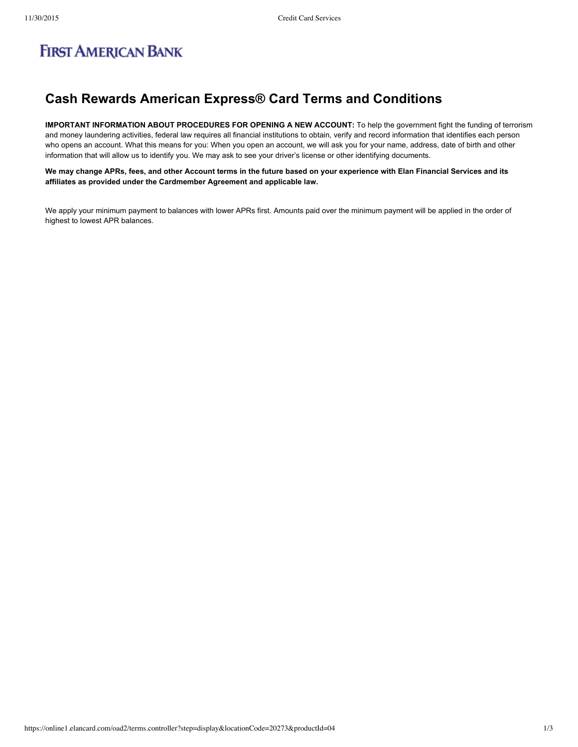FIRST AMERICAN BANK

# Cash Rewards American Express® Card Terms and Conditions

**IMPORTANT INFORMATION ABOUT PROCEDURES FOR OPENING A NEW ACCOUNT:** To help the government fight the funding of terrorism and money laundering activities, federal law requires all financial institutions to obtain, verify and record information that identifies each person who opens an account. What this means for you: When you open an account, we will ask you for your name, address, date of birth and other information that will allow us to identify you. We may ask to see your driver's license or other identifying documents.

**We may change APRs, fees, and other Account terms in the future based on your experience with Elan Financial Services and its affiliates as provided under the Cardmember Agreement and applicable law.**

We apply your minimum payment to balances with lower APRs first. Amounts paid over the minimum payment will be applied in the order of highest to lowest APR balances.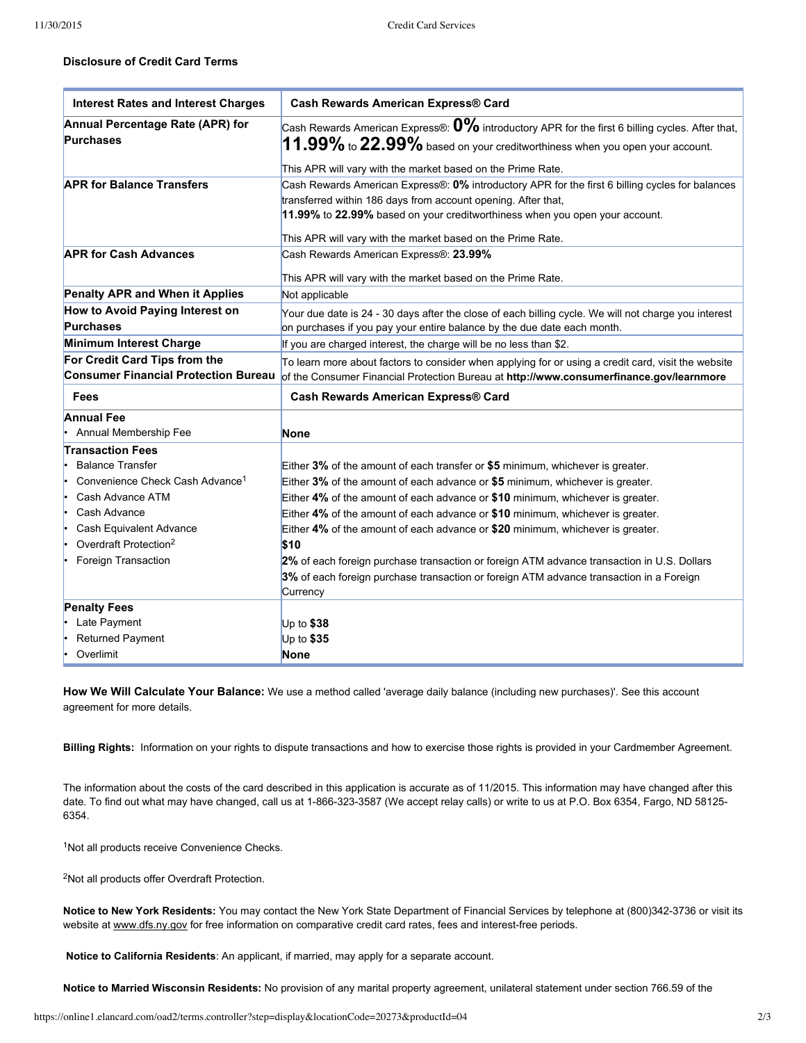**Disclosure of Credit Card Terms**

| Interest Rates and Interest Charges | Cash Rewards American Express® Card |
|---|---|
| **Annual Percentage Rate (APR) for Purchases** | Cash Rewards American Express®: **0%** introductory APR for the first 6 billing cycles. After that, **11.99%** to **22.99%** based on your creditworthiness when you open your account.<br><br>This APR will vary with the market based on the Prime Rate. |
| **APR for Balance Transfers** | Cash Rewards American Express®: **0%** introductory APR for the first 6 billing cycles for balances transferred within 186 days from account opening. After that,<br>**11.99%** to **22.99%** based on your creditworthiness when you open your account.<br><br>This APR will vary with the market based on the Prime Rate. |
| **APR for Cash Advances** | Cash Rewards American Express®: **23.99%**<br><br>This APR will vary with the market based on the Prime Rate. |
| **Penalty APR and When it Applies** | Not applicable |
| **How to Avoid Paying Interest on Purchases** | Your due date is 24 - 30 days after the close of each billing cycle. We will not charge you interest on purchases if you pay your entire balance by the due date each month. |
| **Minimum Interest Charge** | If you are charged interest, the charge will be no less than $2. |
| **For Credit Card Tips from the Consumer Financial Protection Bureau** | To learn more about factors to consider when applying for or using a credit card, visit the website of the Consumer Financial Protection Bureau at **http://www.consumerfinance.gov/learnmore** |
| **Fees** | **Cash Rewards American Express® Card** |
| **Annual Fee**<br>• Annual Membership Fee | **None** |
| **Transaction Fees**<br>• Balance Transfer<br>• Convenience Check Cash Advance[1]<br>• Cash Advance ATM<br>• Cash Advance<br>• Cash Equivalent Advance<br>• Overdraft Protection[2]<br>• Foreign Transaction | Either **3%** of the amount of each transfer or **$5** minimum, whichever is greater.<br>Either **3%** of the amount of each advance or **$5** minimum, whichever is greater.<br>Either **4%** of the amount of each advance or **$10** minimum, whichever is greater.<br>Either **4%** of the amount of each advance or **$10** minimum, whichever is greater.<br>Either **4%** of the amount of each advance or **$20** minimum, whichever is greater.<br>**$10**<br>**2%** of each foreign purchase transaction or foreign ATM advance transaction in U.S. Dollars<br>**3%** of each foreign purchase transaction or foreign ATM advance transaction in a Foreign Currency |
| **Penalty Fees**<br>• Late Payment<br>• Returned Payment<br>• Overlimit | Up to **$38**<br>Up to **$35**<br>**None** |

**How We Will Calculate Your Balance:** We use a method called 'average daily balance (including new purchases)'. See this account agreement for more details.

**Billing Rights:** Information on your rights to dispute transactions and how to exercise those rights is provided in your Cardmember Agreement.

The information about the costs of the card described in this application is accurate as of 11/2015. This information may have changed after this date. To find out what may have changed, call us at 1-866-323-3587 (We accept relay calls) or write to us at P.O. Box 6354, Fargo, ND 58125-6354.

[1]Not all products receive Convenience Checks.

[2]Not all products offer Overdraft Protection.

**Notice to New York Residents:** You may contact the New York State Department of Financial Services by telephone at (800)342-3736 or visit its website at www.dfs.ny.gov for free information on comparative credit card rates, fees and interest-free periods.

**Notice to California Residents**: An applicant, if married, may apply for a separate account.

**Notice to Married Wisconsin Residents:** No provision of any marital property agreement, unilateral statement under section 766.59 of the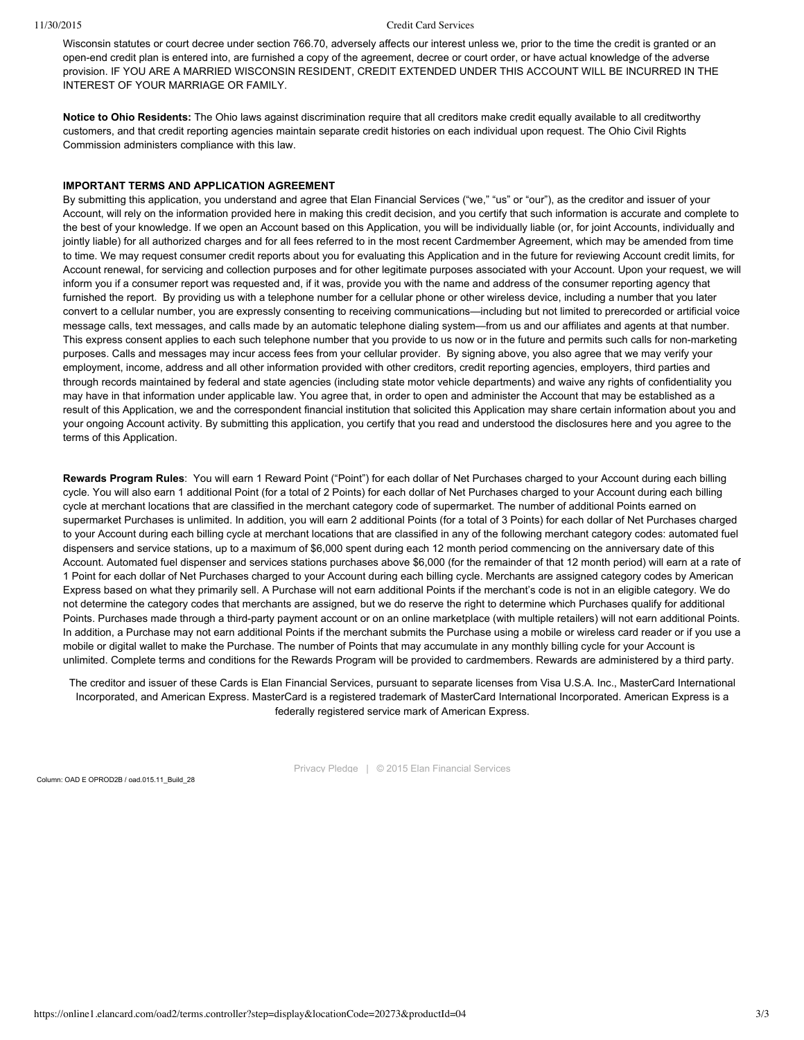Wisconsin statutes or court decree under section 766.70, adversely affects our interest unless we, prior to the time the credit is granted or an open-end credit plan is entered into, are furnished a copy of the agreement, decree or court order, or have actual knowledge of the adverse provision. IF YOU ARE A MARRIED WISCONSIN RESIDENT, CREDIT EXTENDED UNDER THIS ACCOUNT WILL BE INCURRED IN THE INTEREST OF YOUR MARRIAGE OR FAMILY.

**Notice to Ohio Residents:** The Ohio laws against discrimination require that all creditors make credit equally available to all creditworthy customers, and that credit reporting agencies maintain separate credit histories on each individual upon request. The Ohio Civil Rights Commission administers compliance with this law.

**IMPORTANT TERMS AND APPLICATION AGREEMENT**

By submitting this application, you understand and agree that Elan Financial Services ("we," "us" or "our"), as the creditor and issuer of your Account, will rely on the information provided here in making this credit decision, and you certify that such information is accurate and complete to the best of your knowledge. If we open an Account based on this Application, you will be individually liable (or, for joint Accounts, individually and jointly liable) for all authorized charges and for all fees referred to in the most recent Cardmember Agreement, which may be amended from time to time. We may request consumer credit reports about you for evaluating this Application and in the future for reviewing Account credit limits, for Account renewal, for servicing and collection purposes and for other legitimate purposes associated with your Account. Upon your request, we will inform you if a consumer report was requested and, if it was, provide you with the name and address of the consumer reporting agency that furnished the report. By providing us with a telephone number for a cellular phone or other wireless device, including a number that you later convert to a cellular number, you are expressly consenting to receiving communications—including but not limited to prerecorded or artificial voice message calls, text messages, and calls made by an automatic telephone dialing system—from us and our affiliates and agents at that number. This express consent applies to each such telephone number that you provide to us now or in the future and permits such calls for non-marketing purposes. Calls and messages may incur access fees from your cellular provider. By signing above, you also agree that we may verify your employment, income, address and all other information provided with other creditors, credit reporting agencies, employers, third parties and through records maintained by federal and state agencies (including state motor vehicle departments) and waive any rights of confidentiality you may have in that information under applicable law. You agree that, in order to open and administer the Account that may be established as a result of this Application, we and the correspondent financial institution that solicited this Application may share certain information about you and your ongoing Account activity. By submitting this application, you certify that you read and understood the disclosures here and you agree to the terms of this Application.

**Rewards Program Rules**: You will earn 1 Reward Point ("Point") for each dollar of Net Purchases charged to your Account during each billing cycle. You will also earn 1 additional Point (for a total of 2 Points) for each dollar of Net Purchases charged to your Account during each billing cycle at merchant locations that are classified in the merchant category code of supermarket. The number of additional Points earned on supermarket Purchases is unlimited. In addition, you will earn 2 additional Points (for a total of 3 Points) for each dollar of Net Purchases charged to your Account during each billing cycle at merchant locations that are classified in any of the following merchant category codes: automated fuel dispensers and service stations, up to a maximum of $6,000 spent during each 12 month period commencing on the anniversary date of this Account. Automated fuel dispenser and services stations purchases above $6,000 (for the remainder of that 12 month period) will earn at a rate of 1 Point for each dollar of Net Purchases charged to your Account during each billing cycle. Merchants are assigned category codes by American Express based on what they primarily sell. A Purchase will not earn additional Points if the merchant's code is not in an eligible category. We do not determine the category codes that merchants are assigned, but we do reserve the right to determine which Purchases qualify for additional Points. Purchases made through a third-party payment account or on an online marketplace (with multiple retailers) will not earn additional Points. In addition, a Purchase may not earn additional Points if the merchant submits the Purchase using a mobile or wireless card reader or if you use a mobile or digital wallet to make the Purchase. The number of Points that may accumulate in any monthly billing cycle for your Account is unlimited. Complete terms and conditions for the Rewards Program will be provided to cardmembers. Rewards are administered by a third party.

The creditor and issuer of these Cards is Elan Financial Services, pursuant to separate licenses from Visa U.S.A. Inc., MasterCard International Incorporated, and American Express. MasterCard is a registered trademark of MasterCard International Incorporated. American Express is a federally registered service mark of American Express.

Privacy Pledge | © 2015 Elan Financial Services

Column: OAD E OPROD2B / oad.015.11_Build_28